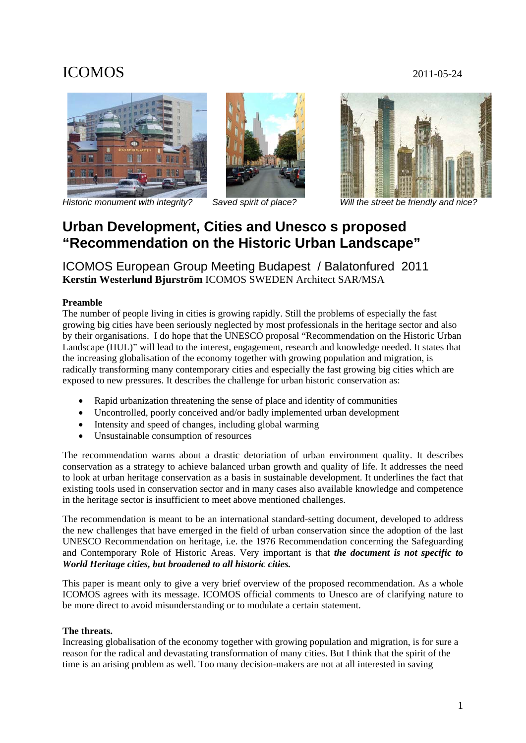ICOMOS 2011-05-24

*Historic monument with integrity?* *Saved spirit of place?* *Will the street be friendly and nice?*

# Urban Development, Cities and Unesco s proposed "Recommendation on the Historic Urban Landscape"

## ICOMOS European Group Meeting Budapest / Balatonfured 2011

**Kerstin Westerlund Bjurström** ICOMOS SWEDEN Architect SAR/MSA

**Preamble**

The number of people living in cities is growing rapidly. Still the problems of especially the fast growing big cities have been seriously neglected by most professionals in the heritage sector and also by their organisations. I do hope that the UNESCO proposal "Recommendation on the Historic Urban Landscape (HUL)" will lead to the interest, engagement, research and knowledge needed. It states that the increasing globalisation of the economy together with growing population and migration, is radically transforming many contemporary cities and especially the fast growing big cities which are exposed to new pressures. It describes the challenge for urban historic conservation as:

- Rapid urbanization threatening the sense of place and identity of communities
- Uncontrolled, poorly conceived and/or badly implemented urban development
- Intensity and speed of changes, including global warming
- Unsustainable consumption of resources

The recommendation warns about a drastic detoriation of urban environment quality. It describes conservation as a strategy to achieve balanced urban growth and quality of life. It addresses the need to look at urban heritage conservation as a basis in sustainable development. It underlines the fact that existing tools used in conservation sector and in many cases also available knowledge and competence in the heritage sector is insufficient to meet above mentioned challenges.

The recommendation is meant to be an international standard-setting document, developed to address the new challenges that have emerged in the field of urban conservation since the adoption of the last UNESCO Recommendation on heritage, i.e. the 1976 Recommendation concerning the Safeguarding and Contemporary Role of Historic Areas. Very important is that ***the document is not specific to World Heritage cities, but broadened to all historic cities.***

This paper is meant only to give a very brief overview of the proposed recommendation. As a whole ICOMOS agrees with its message. ICOMOS official comments to Unesco are of clarifying nature to be more direct to avoid misunderstanding or to modulate a certain statement.

**The threats.**

Increasing globalisation of the economy together with growing population and migration, is for sure a reason for the radical and devastating transformation of many cities. But I think that the spirit of the time is an arising problem as well. Too many decision-makers are not at all interested in saving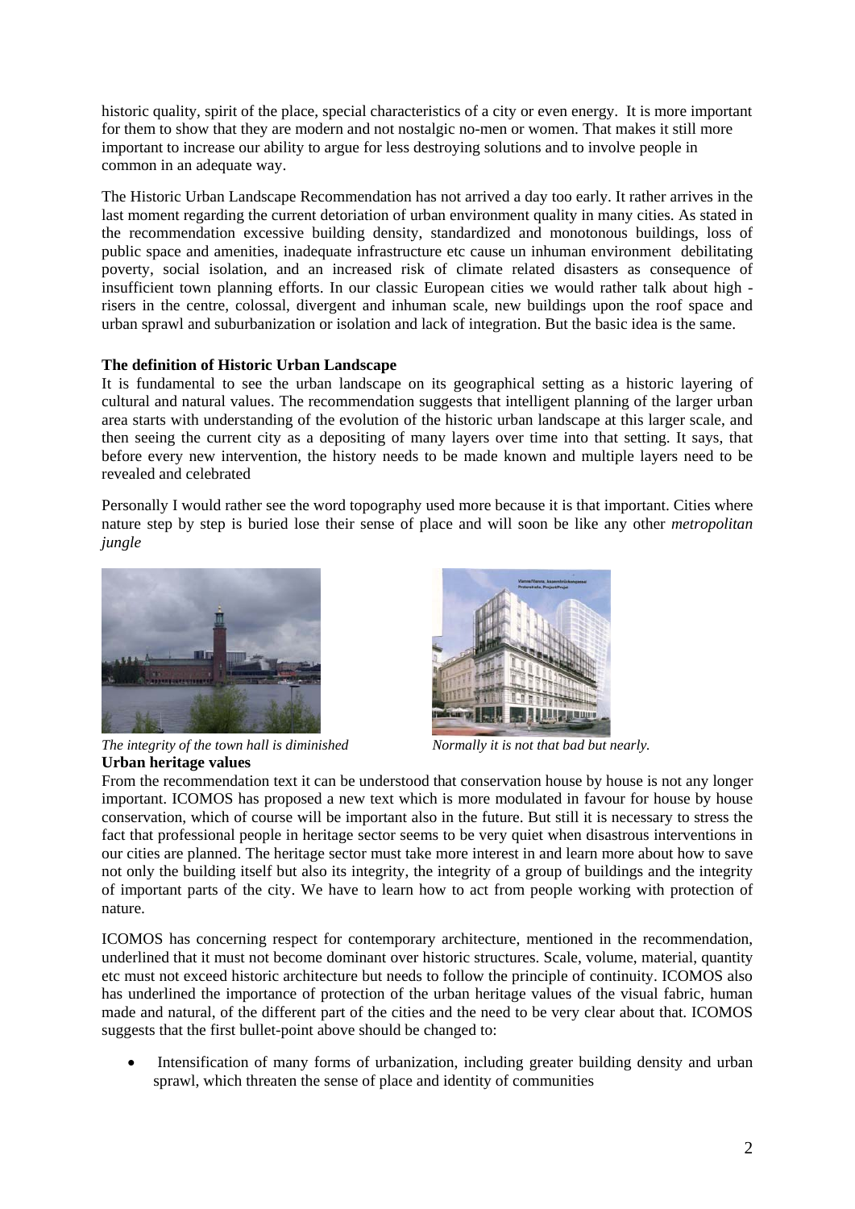historic quality, spirit of the place, special characteristics of a city or even energy. It is more important for them to show that they are modern and not nostalgic no-men or women. That makes it still more important to increase our ability to argue for less destroying solutions and to involve people in common in an adequate way.

The Historic Urban Landscape Recommendation has not arrived a day too early. It rather arrives in the last moment regarding the current detoriation of urban environment quality in many cities. As stated in the recommendation excessive building density, standardized and monotonous buildings, loss of public space and amenities, inadequate infrastructure etc cause un inhuman environment debilitating poverty, social isolation, and an increased risk of climate related disasters as consequence of insufficient town planning efforts. In our classic European cities we would rather talk about high - risers in the centre, colossal, divergent and inhuman scale, new buildings upon the roof space and urban sprawl and suburbanization or isolation and lack of integration. But the basic idea is the same.

**The definition of Historic Urban Landscape**

It is fundamental to see the urban landscape on its geographical setting as a historic layering of cultural and natural values. The recommendation suggests that intelligent planning of the larger urban area starts with understanding of the evolution of the historic urban landscape at this larger scale, and then seeing the current city as a depositing of many layers over time into that setting. It says, that before every new intervention, the history needs to be made known and multiple layers need to be revealed and celebrated

Personally I would rather see the word topography used more because it is that important. Cities where nature step by step is buried lose their sense of place and will soon be like any other *metropolitan jungle*

*The integrity of the town hall is diminished*

*Normally it is not that bad but nearly.*

**Urban heritage values**

From the recommendation text it can be understood that conservation house by house is not any longer important. ICOMOS has proposed a new text which is more modulated in favour for house by house conservation, which of course will be important also in the future. But still it is necessary to stress the fact that professional people in heritage sector seems to be very quiet when disastrous interventions in our cities are planned. The heritage sector must take more interest in and learn more about how to save not only the building itself but also its integrity, the integrity of a group of buildings and the integrity of important parts of the city. We have to learn how to act from people working with protection of nature.

ICOMOS has concerning respect for contemporary architecture, mentioned in the recommendation, underlined that it must not become dominant over historic structures. Scale, volume, material, quantity etc must not exceed historic architecture but needs to follow the principle of continuity. ICOMOS also has underlined the importance of protection of the urban heritage values of the visual fabric, human made and natural, of the different part of the cities and the need to be very clear about that. ICOMOS suggests that the first bullet-point above should be changed to:

- Intensification of many forms of urbanization, including greater building density and urban sprawl, which threaten the sense of place and identity of communities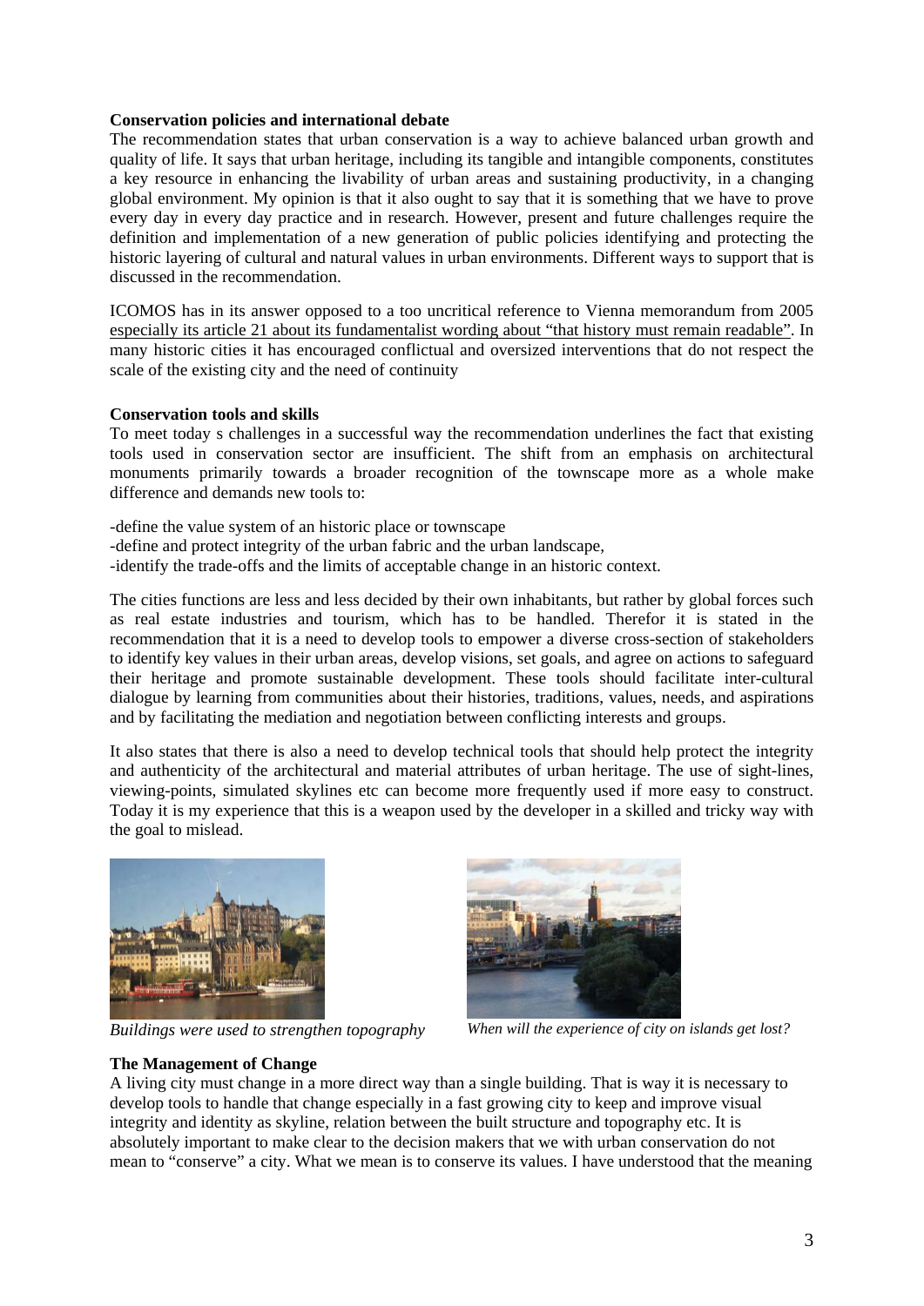**Conservation policies and international debate**

The recommendation states that urban conservation is a way to achieve balanced urban growth and quality of life. It says that urban heritage, including its tangible and intangible components, constitutes a key resource in enhancing the livability of urban areas and sustaining productivity, in a changing global environment. My opinion is that it also ought to say that it is something that we have to prove every day in every day practice and in research. However, present and future challenges require the definition and implementation of a new generation of public policies identifying and protecting the historic layering of cultural and natural values in urban environments. Different ways to support that is discussed in the recommendation.

ICOMOS has in its answer opposed to a too uncritical reference to Vienna memorandum from 2005 <u>especially its article 21 about its fundamentalist wording about "that history must remain readable"</u>. In many historic cities it has encouraged conflictual and oversized interventions that do not respect the scale of the existing city and the need of continuity

**Conservation tools and skills**

To meet today s challenges in a successful way the recommendation underlines the fact that existing tools used in conservation sector are insufficient. The shift from an emphasis on architectural monuments primarily towards a broader recognition of the townscape more as a whole make difference and demands new tools to:

-define the value system of an historic place or townscape
-define and protect integrity of the urban fabric and the urban landscape,
-identify the trade-offs and the limits of acceptable change in an historic context.

The cities functions are less and less decided by their own inhabitants, but rather by global forces such as real estate industries and tourism, which has to be handled. Therefor it is stated in the recommendation that it is a need to develop tools to empower a diverse cross-section of stakeholders to identify key values in their urban areas, develop visions, set goals, and agree on actions to safeguard their heritage and promote sustainable development. These tools should facilitate inter-cultural dialogue by learning from communities about their histories, traditions, values, needs, and aspirations and by facilitating the mediation and negotiation between conflicting interests and groups.

It also states that there is also a need to develop technical tools that should help protect the integrity and authenticity of the architectural and material attributes of urban heritage. The use of sight-lines, viewing-points, simulated skylines etc can become more frequently used if more easy to construct. Today it is my experience that this is a weapon used by the developer in a skilled and tricky way with the goal to mislead.

*Buildings were used to strengthen topography*

*When will the experience of city on islands get lost?*

**The Management of Change**

A living city must change in a more direct way than a single building. That is way it is necessary to develop tools to handle that change especially in a fast growing city to keep and improve visual integrity and identity as skyline, relation between the built structure and topography etc. It is absolutely important to make clear to the decision makers that we with urban conservation do not mean to "conserve" a city. What we mean is to conserve its values. I have understood that the meaning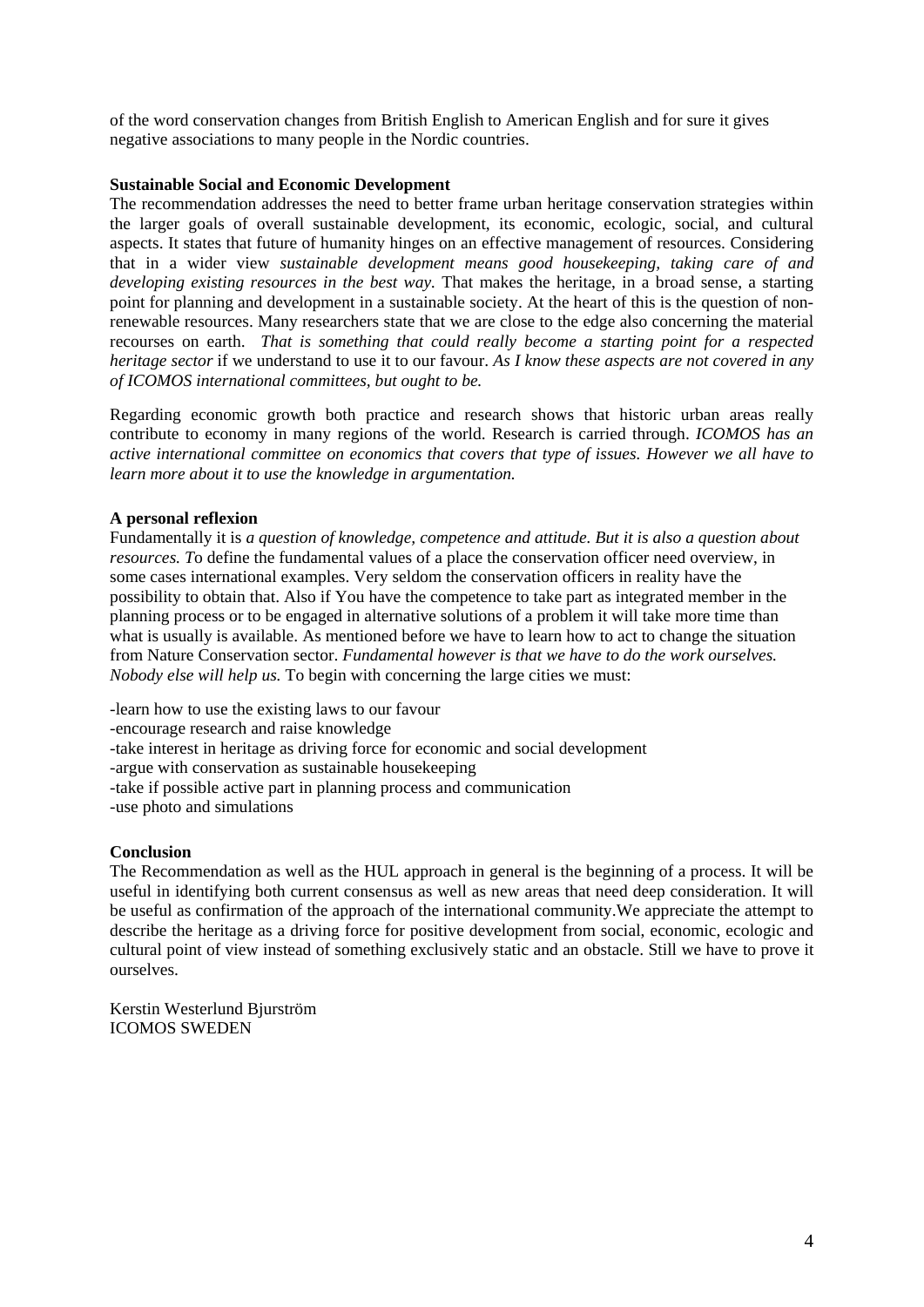of the word conservation changes from British English to American English and for sure it gives negative associations to many people in the Nordic countries.

**Sustainable Social and Economic Development**

The recommendation addresses the need to better frame urban heritage conservation strategies within the larger goals of overall sustainable development, its economic, ecologic, social, and cultural aspects. It states that future of humanity hinges on an effective management of resources. Considering that in a wider view *sustainable development means good housekeeping, taking care of and developing existing resources in the best way.* That makes the heritage, in a broad sense, a starting point for planning and development in a sustainable society. At the heart of this is the question of non-renewable resources. Many researchers state that we are close to the edge also concerning the material recourses on earth. *That is something that could really become a starting point for a respected heritage sector* if we understand to use it to our favour. *As I know these aspects are not covered in any of ICOMOS international committees, but ought to be.*

Regarding economic growth both practice and research shows that historic urban areas really contribute to economy in many regions of the world. Research is carried through. *ICOMOS has an active international committee on economics that covers that type of issues. However we all have to learn more about it to use the knowledge in argumentation.*

**A personal reflexion**

Fundamentally it is *a question of knowledge, competence and attitude. But it is also a question about resources. T*o define the fundamental values of a place the conservation officer need overview, in some cases international examples. Very seldom the conservation officers in reality have the possibility to obtain that. Also if You have the competence to take part as integrated member in the planning process or to be engaged in alternative solutions of a problem it will take more time than what is usually is available. As mentioned before we have to learn how to act to change the situation from Nature Conservation sector. *Fundamental however is that we have to do the work ourselves. Nobody else will help us.* To begin with concerning the large cities we must:

-learn how to use the existing laws to our favour
-encourage research and raise knowledge
-take interest in heritage as driving force for economic and social development
-argue with conservation as sustainable housekeeping
-take if possible active part in planning process and communication
-use photo and simulations

**Conclusion**

The Recommendation as well as the HUL approach in general is the beginning of a process. It will be useful in identifying both current consensus as well as new areas that need deep consideration. It will be useful as confirmation of the approach of the international community.We appreciate the attempt to describe the heritage as a driving force for positive development from social, economic, ecologic and cultural point of view instead of something exclusively static and an obstacle. Still we have to prove it ourselves.

Kerstin Westerlund Bjurström
ICOMOS SWEDEN